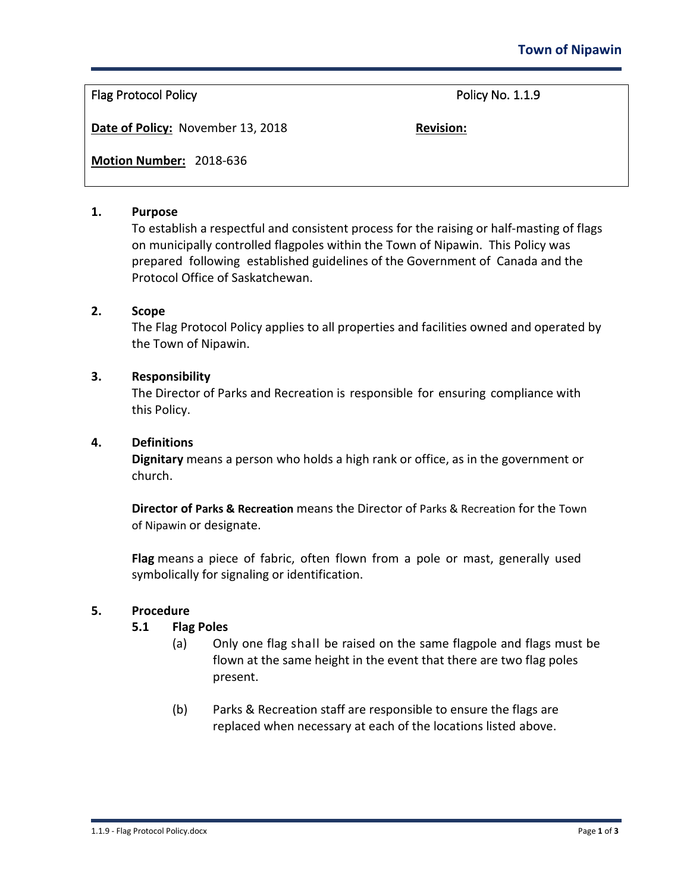# Town of Nipawin

| Flag Protocol Policy | Policy No. 1.1.9 |
|---|---|
| **Date of Policy:** November 13, 2018 | **Revision:** |
| **Motion Number:** 2018-636 | |

## 1. Purpose

To establish a respectful and consistent process for the raising or half-masting of flags on municipally controlled flagpoles within the Town of Nipawin. This Policy was prepared following established guidelines of the Government of Canada and the Protocol Office of Saskatchewan.

## 2. Scope

The Flag Protocol Policy applies to all properties and facilities owned and operated by the Town of Nipawin.

## 3. Responsibility

The Director of Parks and Recreation is responsible for ensuring compliance with this Policy.

## 4. Definitions

**Dignitary** means a person who holds a high rank or office, as in the government or church.

**Director of Parks & Recreation** means the Director of Parks & Recreation for the Town of Nipawin or designate.

**Flag** means a piece of fabric, often flown from a pole or mast, generally used symbolically for signaling or identification.

## 5. Procedure

### 5.1 Flag Poles

(a) Only one flag shall be raised on the same flagpole and flags must be flown at the same height in the event that there are two flag poles present.

(b) Parks & Recreation staff are responsible to ensure the flags are replaced when necessary at each of the locations listed above.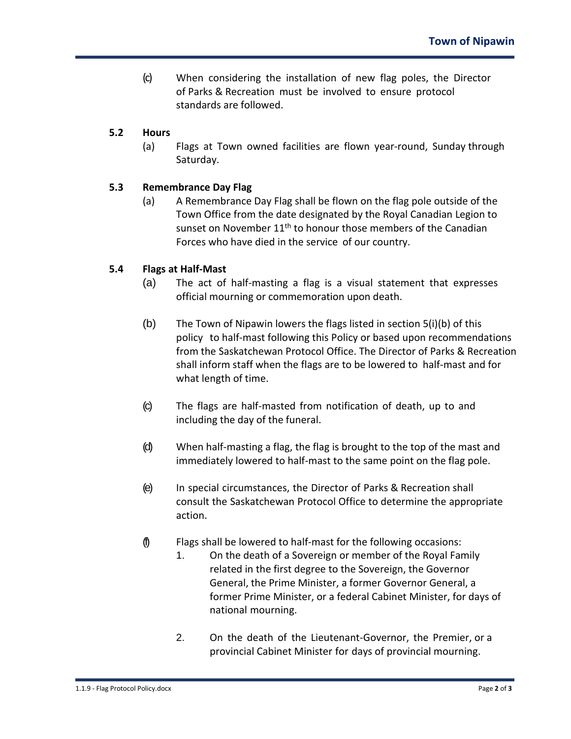(c) When considering the installation of new flag poles, the Director of Parks & Recreation must be involved to ensure protocol standards are followed.

### 5.2 Hours

(a) Flags at Town owned facilities are flown year-round, Sunday through Saturday.

### 5.3 Remembrance Day Flag

(a) A Remembrance Day Flag shall be flown on the flag pole outside of the Town Office from the date designated by the Royal Canadian Legion to sunset on November 11th to honour those members of the Canadian Forces who have died in the service of our country.

### 5.4 Flags at Half-Mast

(a) The act of half-masting a flag is a visual statement that expresses official mourning or commemoration upon death.

(b) The Town of Nipawin lowers the flags listed in section 5(i)(b) of this policy to half-mast following this Policy or based upon recommendations from the Saskatchewan Protocol Office. The Director of Parks & Recreation shall inform staff when the flags are to be lowered to half-mast and for what length of time.

(c) The flags are half-masted from notification of death, up to and including the day of the funeral.

(d) When half-masting a flag, the flag is brought to the top of the mast and immediately lowered to half-mast to the same point on the flag pole.

(e) In special circumstances, the Director of Parks & Recreation shall consult the Saskatchewan Protocol Office to determine the appropriate action.

(f) Flags shall be lowered to half-mast for the following occasions:

1. On the death of a Sovereign or member of the Royal Family related in the first degree to the Sovereign, the Governor General, the Prime Minister, a former Governor General, a former Prime Minister, or a federal Cabinet Minister, for days of national mourning.

2. On the death of the Lieutenant-Governor, the Premier, or a provincial Cabinet Minister for days of provincial mourning.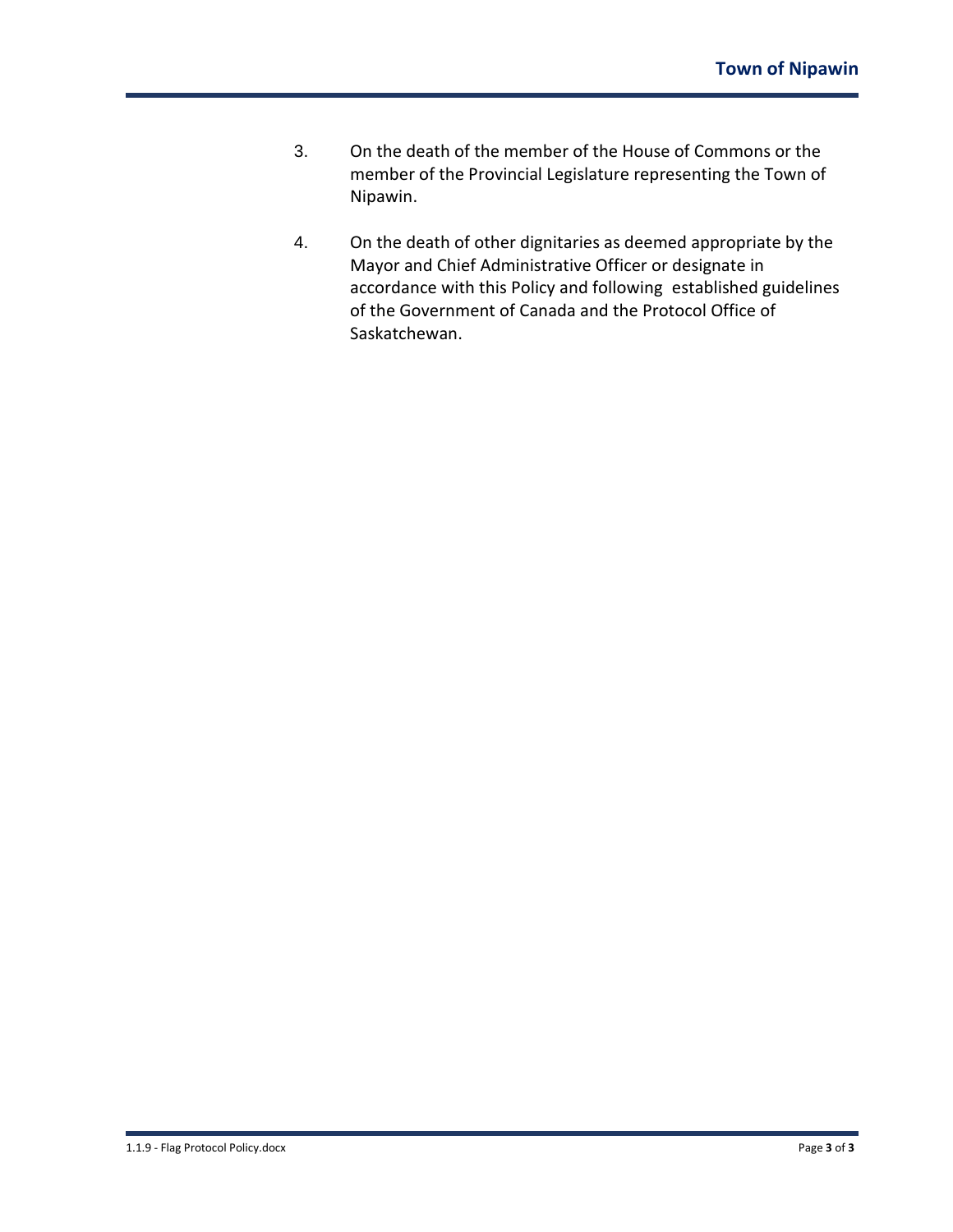3. On the death of the member of the House of Commons or the member of the Provincial Legislature representing the Town of Nipawin.

4. On the death of other dignitaries as deemed appropriate by the Mayor and Chief Administrative Officer or designate in accordance with this Policy and following established guidelines of the Government of Canada and the Protocol Office of Saskatchewan.